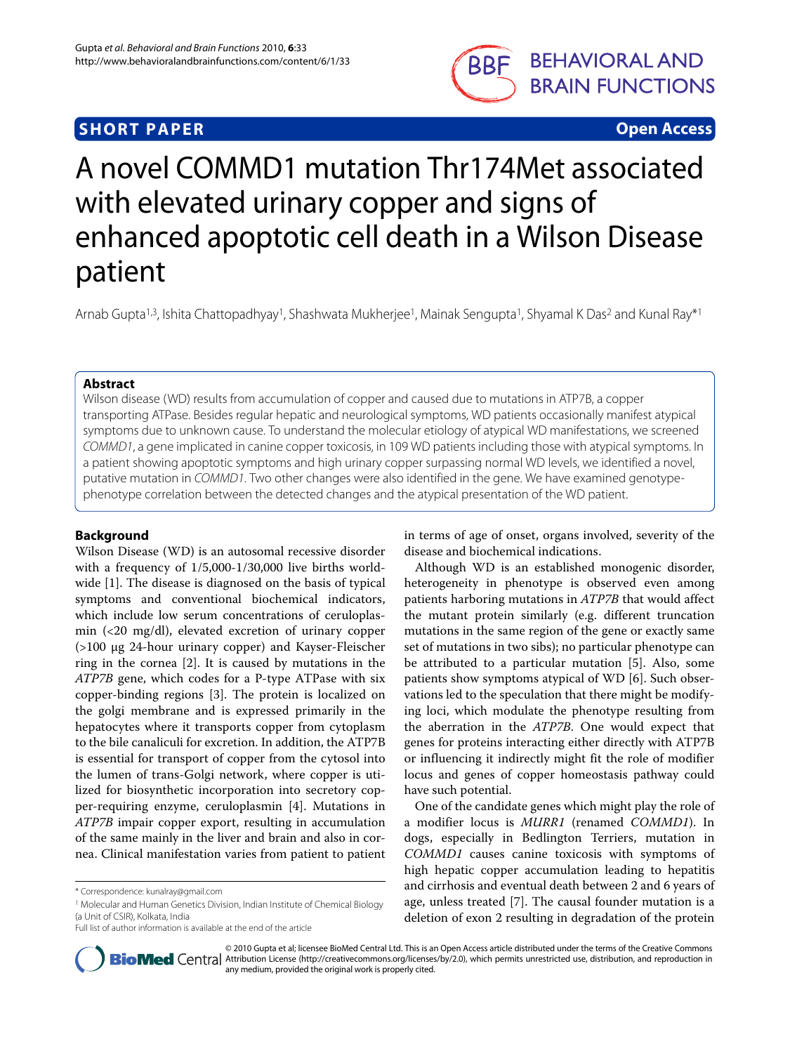**SHORT PAPER** **Open Access**

# A novel COMMD1 mutation Thr174Met associated with elevated urinary copper and signs of enhanced apoptotic cell death in a Wilson Disease patient

Arnab Gupta[1,3], Ishita Chattopadhyay[1], Shashwata Mukherjee[1], Mainak Sengupta[1], Shyamal K Das[2] and Kunal Ray*[1]

## Abstract

Wilson disease (WD) results from accumulation of copper and caused due to mutations in ATP7B, a copper transporting ATPase. Besides regular hepatic and neurological symptoms, WD patients occasionally manifest atypical symptoms due to unknown cause. To understand the molecular etiology of atypical WD manifestations, we screened *COMMD1*, a gene implicated in canine copper toxicosis, in 109 WD patients including those with atypical symptoms. In a patient showing apoptotic symptoms and high urinary copper surpassing normal WD levels, we identified a novel, putative mutation in *COMMD1*. Two other changes were also identified in the gene. We have examined genotype-phenotype correlation between the detected changes and the atypical presentation of the WD patient.

## Background

Wilson Disease (WD) is an autosomal recessive disorder with a frequency of 1/5,000-1/30,000 live births worldwide [1]. The disease is diagnosed on the basis of typical symptoms and conventional biochemical indicators, which include low serum concentrations of ceruloplasmin (<20 mg/dl), elevated excretion of urinary copper (>100 μg 24-hour urinary copper) and Kayser-Fleischer ring in the cornea [2]. It is caused by mutations in the *ATP7B* gene, which codes for a P-type ATPase with six copper-binding regions [3]. The protein is localized on the golgi membrane and is expressed primarily in the hepatocytes where it transports copper from cytoplasm to the bile canaliculi for excretion. In addition, the ATP7B is essential for transport of copper from the cytosol into the lumen of trans-Golgi network, where copper is utilized for biosynthetic incorporation into secretory copper-requiring enzyme, ceruloplasmin [4]. Mutations in *ATP7B* impair copper export, resulting in accumulation of the same mainly in the liver and brain and also in cornea. Clinical manifestation varies from patient to patient in terms of age of onset, organs involved, severity of the disease and biochemical indications.

Although WD is an established monogenic disorder, heterogeneity in phenotype is observed even among patients harboring mutations in *ATP7B* that would affect the mutant protein similarly (e.g. different truncation mutations in the same region of the gene or exactly same set of mutations in two sibs); no particular phenotype can be attributed to a particular mutation [5]. Also, some patients show symptoms atypical of WD [6]. Such observations led to the speculation that there might be modifying loci, which modulate the phenotype resulting from the aberration in the *ATP7B*. One would expect that genes for proteins interacting either directly with ATP7B or influencing it indirectly might fit the role of modifier locus and genes of copper homeostasis pathway could have such potential.

One of the candidate genes which might play the role of a modifier locus is *MURR1* (renamed *COMMD1*). In dogs, especially in Bedlington Terriers, mutation in *COMMD1* causes canine toxicosis with symptoms of high hepatic copper accumulation leading to hepatitis and cirrhosis and eventual death between 2 and 6 years of age, unless treated [7]. The causal founder mutation is a deletion of exon 2 resulting in degradation of the protein

\* Correspondence: kunalray@gmail.com

[1] Molecular and Human Genetics Division, Indian Institute of Chemical Biology (a Unit of CSIR), Kolkata, India

Full list of author information is available at the end of the article

© 2010 Gupta et al; licensee BioMed Central Ltd. This is an Open Access article distributed under the terms of the Creative Commons Attribution License (http://creativecommons.org/licenses/by/2.0), which permits unrestricted use, distribution, and reproduction in any medium, provided the original work is properly cited.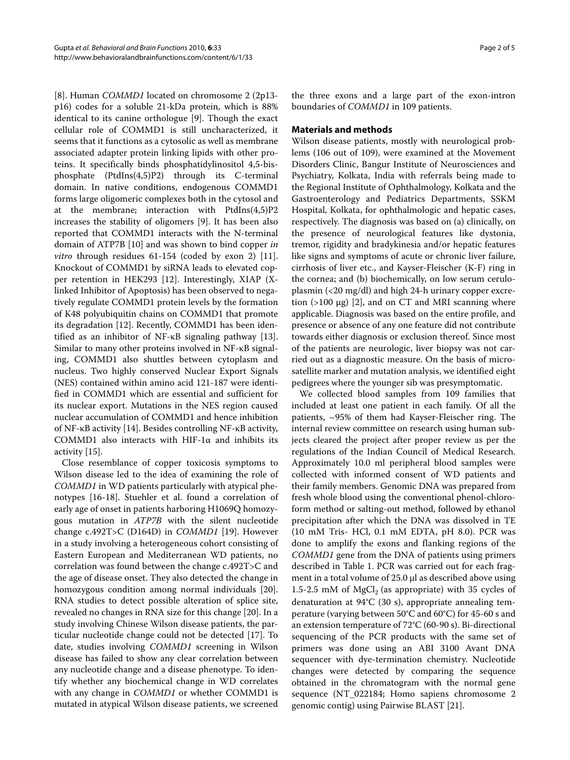[8]. Human *COMMD1* located on chromosome 2 (2p13-p16) codes for a soluble 21-kDa protein, which is 88% identical to its canine orthologue [9]. Though the exact cellular role of COMMD1 is still uncharacterized, it seems that it functions as a cytosolic as well as membrane associated adapter protein linking lipids with other proteins. It specifically binds phosphatidylinositol 4,5-bisphosphate (PtdIns(4,5)P2) through its C-terminal domain. In native conditions, endogenous COMMD1 forms large oligomeric complexes both in the cytosol and at the membrane; interaction with PtdIns(4,5)P2 increases the stability of oligomers [9]. It has been also reported that COMMD1 interacts with the N-terminal domain of ATP7B [10] and was shown to bind copper *in vitro* through residues 61-154 (coded by exon 2) [11]. Knockout of COMMD1 by siRNA leads to elevated copper retention in HEK293 [12]. Interestingly, XIAP (X-linked Inhibitor of Apoptosis) has been observed to negatively regulate COMMD1 protein levels by the formation of K48 polyubiquitin chains on COMMD1 that promote its degradation [12]. Recently, COMMD1 has been identified as an inhibitor of NF-κB signaling pathway [13]. Similar to many other proteins involved in NF-κB signaling, COMMD1 also shuttles between cytoplasm and nucleus. Two highly conserved Nuclear Export Signals (NES) contained within amino acid 121-187 were identified in COMMD1 which are essential and sufficient for its nuclear export. Mutations in the NES region caused nuclear accumulation of COMMD1 and hence inhibition of NF-κB activity [14]. Besides controlling NF-κB activity, COMMD1 also interacts with HIF-1α and inhibits its activity [15].

Close resemblance of copper toxicosis symptoms to Wilson disease led to the idea of examining the role of *COMMD1* in WD patients particularly with atypical phenotypes [16-18]. Stuehler et al. found a correlation of early age of onset in patients harboring H1069Q homozygous mutation in *ATP7B* with the silent nucleotide change c.492T>C (D164D) in *COMMD1* [19]. However in a study involving a heterogeneous cohort consisting of Eastern European and Mediterranean WD patients, no correlation was found between the change c.492T>C and the age of disease onset. They also detected the change in homozygous condition among normal individuals [20]. RNA studies to detect possible alteration of splice site, revealed no changes in RNA size for this change [20]. In a study involving Chinese Wilson disease patients, the particular nucleotide change could not be detected [17]. To date, studies involving *COMMD1* screening in Wilson disease has failed to show any clear correlation between any nucleotide change and a disease phenotype. To identify whether any biochemical change in WD correlates with any change in *COMMD1* or whether COMMD1 is mutated in atypical Wilson disease patients, we screened the three exons and a large part of the exon-intron boundaries of *COMMD1* in 109 patients.

## Materials and methods

Wilson disease patients, mostly with neurological problems (106 out of 109), were examined at the Movement Disorders Clinic, Bangur Institute of Neurosciences and Psychiatry, Kolkata, India with referrals being made to the Regional Institute of Ophthalmology, Kolkata and the Gastroenterology and Pediatrics Departments, SSKM Hospital, Kolkata, for ophthalmologic and hepatic cases, respectively. The diagnosis was based on (a) clinically, on the presence of neurological features like dystonia, tremor, rigidity and bradykinesia and/or hepatic features like signs and symptoms of acute or chronic liver failure, cirrhosis of liver etc., and Kayser-Fleischer (K-F) ring in the cornea; and (b) biochemically, on low serum ceruloplasmin (<20 mg/dl) and high 24-h urinary copper excretion (>100 μg) [2], and on CT and MRI scanning where applicable. Diagnosis was based on the entire profile, and presence or absence of any one feature did not contribute towards either diagnosis or exclusion thereof. Since most of the patients are neurologic, liver biopsy was not carried out as a diagnostic measure. On the basis of microsatellite marker and mutation analysis, we identified eight pedigrees where the younger sib was presymptomatic.

We collected blood samples from 109 families that included at least one patient in each family. Of all the patients, ~95% of them had Kayser-Fleischer ring. The internal review committee on research using human subjects cleared the project after proper review as per the regulations of the Indian Council of Medical Research. Approximately 10.0 ml peripheral blood samples were collected with informed consent of WD patients and their family members. Genomic DNA was prepared from fresh whole blood using the conventional phenol-chloroform method or salting-out method, followed by ethanol precipitation after which the DNA was dissolved in TE (10 mM Tris- HCl, 0.1 mM EDTA, pH 8.0). PCR was done to amplify the exons and flanking regions of the *COMMD1* gene from the DNA of patients using primers described in Table 1. PCR was carried out for each fragment in a total volume of 25.0 μl as described above using 1.5-2.5 mM of $MgCl_2$ (as appropriate) with 35 cycles of denaturation at 94°C (30 s), appropriate annealing temperature (varying between 50°C and 60°C) for 45-60 s and an extension temperature of 72°C (60-90 s). Bi-directional sequencing of the PCR products with the same set of primers was done using an ABI 3100 Avant DNA sequencer with dye-termination chemistry. Nucleotide changes were detected by comparing the sequence obtained in the chromatogram with the normal gene sequence (NT_022184; Homo sapiens chromosome 2 genomic contig) using Pairwise BLAST [21].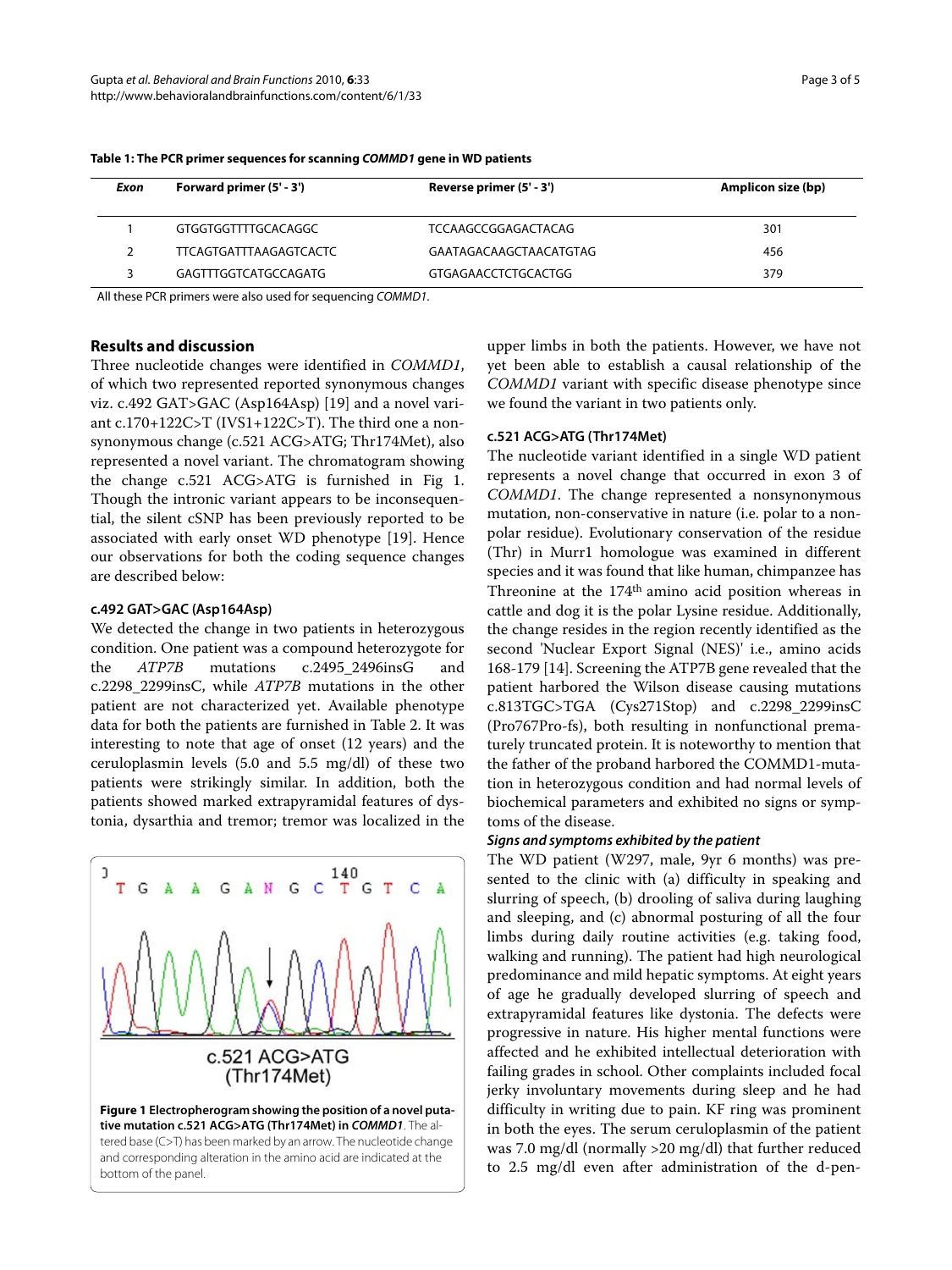**Table 1: The PCR primer sequences for scanning *COMMD1* gene in WD patients**

| Exon | Forward primer (5' - 3') | Reverse primer (5' - 3') | Amplicon size (bp) |
|---|---|---|---|
| 1 | GTGGTGGTTTTGCACAGGC | TCCAAGCCGGAGACTACAG | 301 |
| 2 | TTCAGTGATTTAAGAGTCACTC | GAATAGACAAGCTAACATGTAG | 456 |
| 3 | GAGTTTGGTCATGCCAGATG | GTGAGAACCTCTGCACTGG | 379 |

All these PCR primers were also used for sequencing *COMMD1*.

## Results and discussion

Three nucleotide changes were identified in *COMMD1*, of which two represented reported synonymous changes viz. c.492 GAT>GAC (Asp164Asp) [19] and a novel variant c.170+122C>T (IVS1+122C>T). The third one a non-synonymous change (c.521 ACG>ATG; Thr174Met), also represented a novel variant. The chromatogram showing the change c.521 ACG>ATG is furnished in Fig 1. Though the intronic variant appears to be inconsequential, the silent cSNP has been previously reported to be associated with early onset WD phenotype [19]. Hence our observations for both the coding sequence changes are described below:

#### c.492 GAT>GAC (Asp164Asp)

We detected the change in two patients in heterozygous condition. One patient was a compound heterozygote for the *ATP7B* mutations c.2495_2496insG and c.2298_2299insC, while *ATP7B* mutations in the other patient are not characterized yet. Available phenotype data for both the patients are furnished in Table 2. It was interesting to note that age of onset (12 years) and the ceruloplasmin levels (5.0 and 5.5 mg/dl) of these two patients were strikingly similar. In addition, both the patients showed marked extrapyramidal features of dystonia, dysarthia and tremor; tremor was localized in the upper limbs in both the patients. However, we have not yet been able to establish a causal relationship of the *COMMD1* variant with specific disease phenotype since we found the variant in two patients only.

**Figure 1 Electropherogram showing the position of a novel putative mutation c.521 ACG>ATG (Thr174Met) in *COMMD1***. The altered base (C>T) has been marked by an arrow. The nucleotide change and corresponding alteration in the amino acid are indicated at the bottom of the panel.

#### c.521 ACG>ATG (Thr174Met)

The nucleotide variant identified in a single WD patient represents a novel change that occurred in exon 3 of *COMMD1*. The change represented a nonsynonymous mutation, non-conservative in nature (i.e. polar to a nonpolar residue). Evolutionary conservation of the residue (Thr) in Murr1 homologue was examined in different species and it was found that like human, chimpanzee has Threonine at the 174[th] amino acid position whereas in cattle and dog it is the polar Lysine residue. Additionally, the change resides in the region recently identified as the second 'Nuclear Export Signal (NES)' i.e., amino acids 168-179 [14]. Screening the ATP7B gene revealed that the patient harbored the Wilson disease causing mutations c.813TGC>TGA (Cys271Stop) and c.2298_2299insC (Pro767Pro-fs), both resulting in nonfunctional prematurely truncated protein. It is noteworthy to mention that the father of the proband harbored the COMMD1-mutation in heterozygous condition and had normal levels of biochemical parameters and exhibited no signs or symptoms of the disease.

*Signs and symptoms exhibited by the patient*

The WD patient (W297, male, 9yr 6 months) was presented to the clinic with (a) difficulty in speaking and slurring of speech, (b) drooling of saliva during laughing and sleeping, and (c) abnormal posturing of all the four limbs during daily routine activities (e.g. taking food, walking and running). The patient had high neurological predominance and mild hepatic symptoms. At eight years of age he gradually developed slurring of speech and extrapyramidal features like dystonia. The defects were progressive in nature. His higher mental functions were affected and he exhibited intellectual deterioration with failing grades in school. Other complaints included focal jerky involuntary movements during sleep and he had difficulty in writing due to pain. KF ring was prominent in both the eyes. The serum ceruloplasmin of the patient was 7.0 mg/dl (normally >20 mg/dl) that further reduced to 2.5 mg/dl even after administration of the d-pen-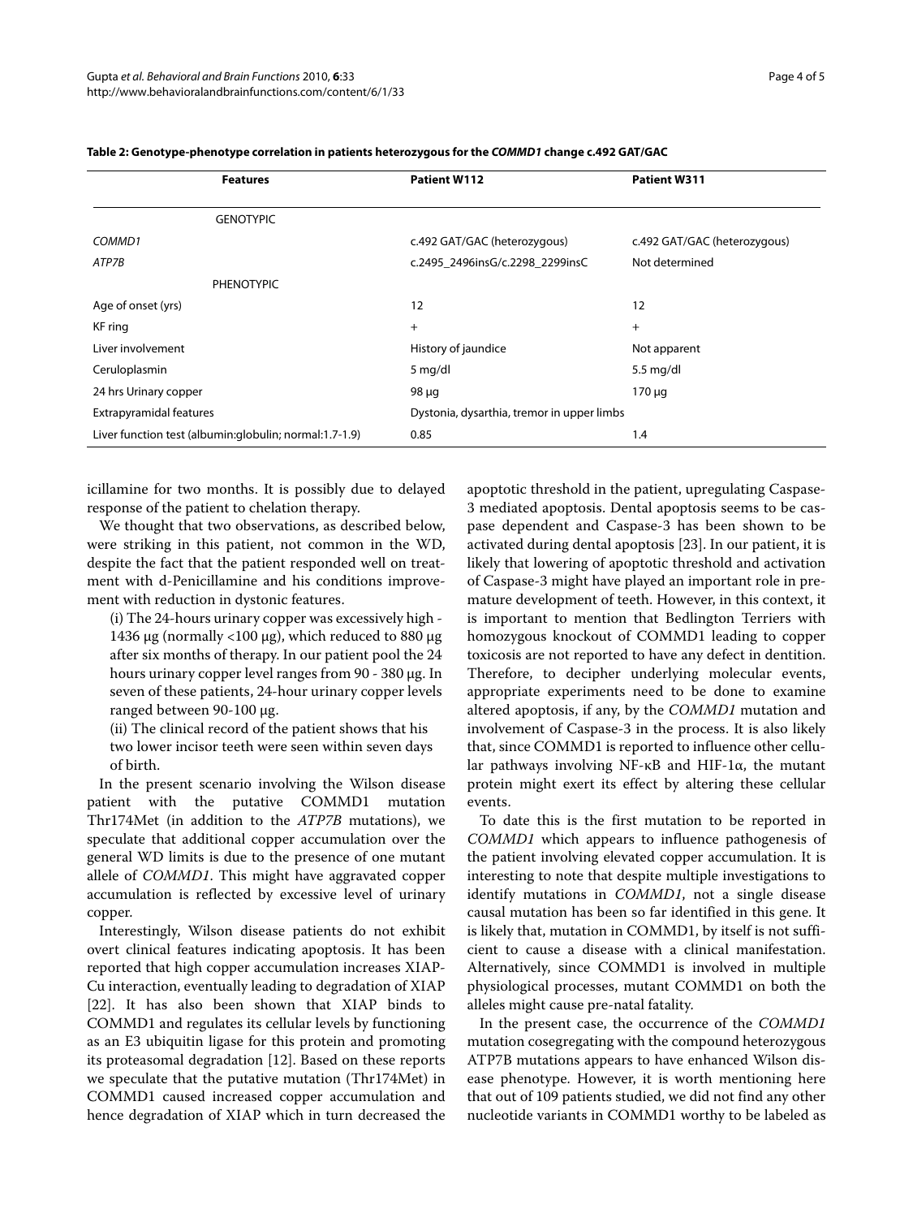**Table 2: Genotype-phenotype correlation in patients heterozygous for the *COMMD1* change c.492 GAT/GAC**

| Features | Patient W112 | Patient W311 |
|---|---|---|
| GENOTYPIC | | |
| *COMMD1* | c.492 GAT/GAC (heterozygous) | c.492 GAT/GAC (heterozygous) |
| *ATP7B* | c.2495_2496insG/c.2298_2299insC | Not determined |
| PHENOTYPIC | | |
| Age of onset (yrs) | 12 | 12 |
| KF ring | + | + |
| Liver involvement | History of jaundice | Not apparent |
| Ceruloplasmin | 5 mg/dl | 5.5 mg/dl |
| 24 hrs Urinary copper | 98 μg | 170 μg |
| Extrapyramidal features | Dystonia, dysarthia, tremor in upper limbs | |
| Liver function test (albumin:globulin; normal:1.7-1.9) | 0.85 | 1.4 |

icillamine for two months. It is possibly due to delayed response of the patient to chelation therapy.

We thought that two observations, as described below, were striking in this patient, not common in the WD, despite the fact that the patient responded well on treatment with d-Penicillamine and his conditions improvement with reduction in dystonic features.

(i) The 24-hours urinary copper was excessively high - 1436 μg (normally <100 μg), which reduced to 880 μg after six months of therapy. In our patient pool the 24 hours urinary copper level ranges from 90 - 380 μg. In seven of these patients, 24-hour urinary copper levels ranged between 90-100 μg.

(ii) The clinical record of the patient shows that his two lower incisor teeth were seen within seven days of birth.

In the present scenario involving the Wilson disease patient with the putative COMMD1 mutation Thr174Met (in addition to the *ATP7B* mutations), we speculate that additional copper accumulation over the general WD limits is due to the presence of one mutant allele of *COMMD1*. This might have aggravated copper accumulation is reflected by excessive level of urinary copper.

Interestingly, Wilson disease patients do not exhibit overt clinical features indicating apoptosis. It has been reported that high copper accumulation increases XIAP-Cu interaction, eventually leading to degradation of XIAP [22]. It has also been shown that XIAP binds to COMMD1 and regulates its cellular levels by functioning as an E3 ubiquitin ligase for this protein and promoting its proteasomal degradation [12]. Based on these reports we speculate that the putative mutation (Thr174Met) in COMMD1 caused increased copper accumulation and hence degradation of XIAP which in turn decreased the apoptotic threshold in the patient, upregulating Caspase-3 mediated apoptosis. Dental apoptosis seems to be caspase dependent and Caspase-3 has been shown to be activated during dental apoptosis [23]. In our patient, it is likely that lowering of apoptotic threshold and activation of Caspase-3 might have played an important role in premature development of teeth. However, in this context, it is important to mention that Bedlington Terriers with homozygous knockout of COMMD1 leading to copper toxicosis are not reported to have any defect in dentition. Therefore, to decipher underlying molecular events, appropriate experiments need to be done to examine altered apoptosis, if any, by the *COMMD1* mutation and involvement of Caspase-3 in the process. It is also likely that, since COMMD1 is reported to influence other cellular pathways involving NF-κB and HIF-1α, the mutant protein might exert its effect by altering these cellular events.

To date this is the first mutation to be reported in *COMMD1* which appears to influence pathogenesis of the patient involving elevated copper accumulation. It is interesting to note that despite multiple investigations to identify mutations in *COMMD1*, not a single disease causal mutation has been so far identified in this gene. It is likely that, mutation in COMMD1, by itself is not sufficient to cause a disease with a clinical manifestation. Alternatively, since COMMD1 is involved in multiple physiological processes, mutant COMMD1 on both the alleles might cause pre-natal fatality.

In the present case, the occurrence of the *COMMD1* mutation cosegregating with the compound heterozygous ATP7B mutations appears to have enhanced Wilson disease phenotype. However, it is worth mentioning here that out of 109 patients studied, we did not find any other nucleotide variants in COMMD1 worthy to be labeled as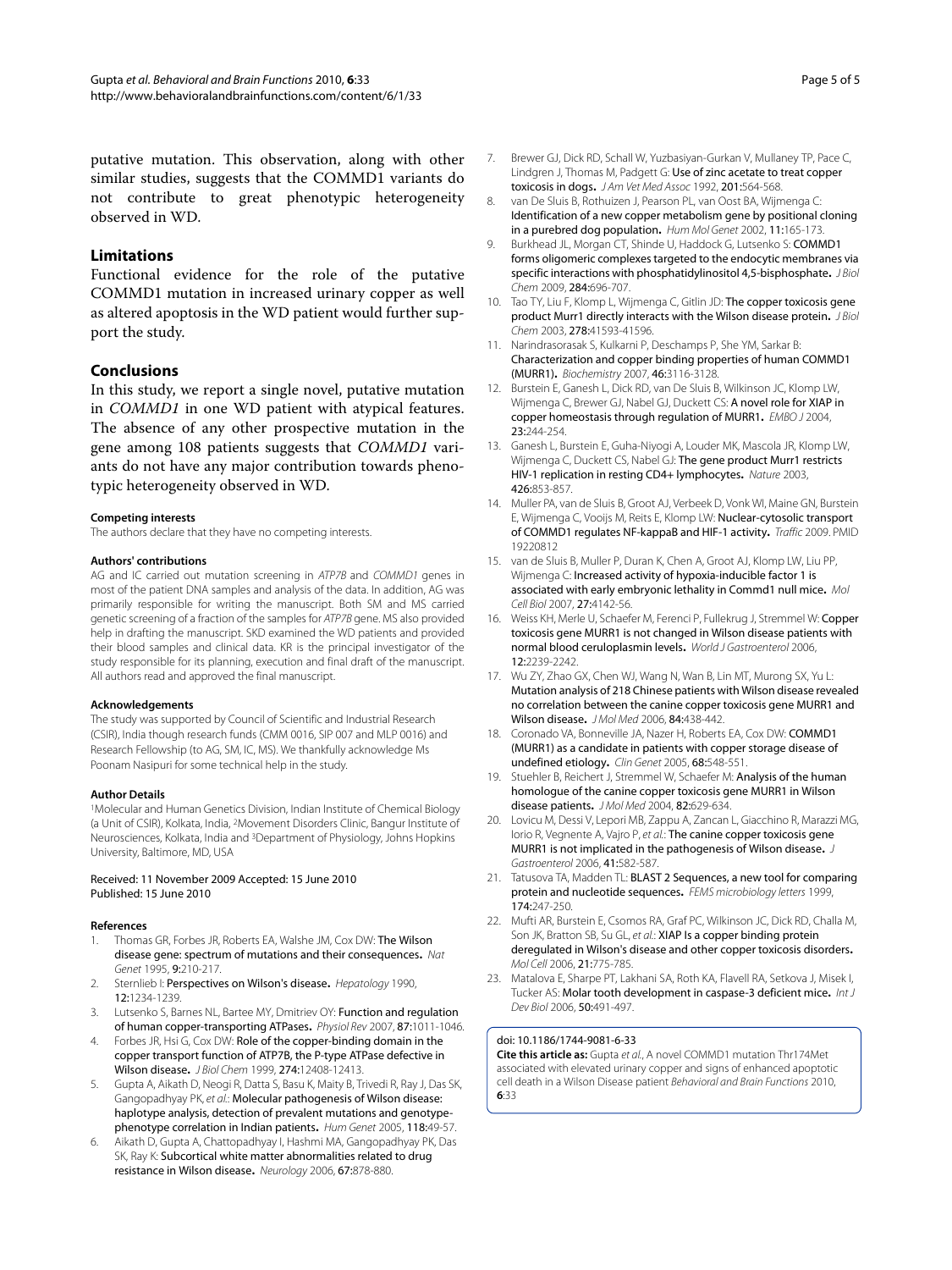putative mutation. This observation, along with other similar studies, suggests that the COMMD1 variants do not contribute to great phenotypic heterogeneity observed in WD.

## Limitations

Functional evidence for the role of the putative COMMD1 mutation in increased urinary copper as well as altered apoptosis in the WD patient would further support the study.

## Conclusions

In this study, we report a single novel, putative mutation in *COMMD1* in one WD patient with atypical features. The absence of any other prospective mutation in the gene among 108 patients suggests that *COMMD1* variants do not have any major contribution towards phenotypic heterogeneity observed in WD.

#### Competing interests

The authors declare that they have no competing interests.

#### Authors' contributions

AG and IC carried out mutation screening in *ATP7B* and *COMMD1* genes in most of the patient DNA samples and analysis of the data. In addition, AG was primarily responsible for writing the manuscript. Both SM and MS carried genetic screening of a fraction of the samples for *ATP7B* gene. MS also provided help in drafting the manuscript. SKD examined the WD patients and provided their blood samples and clinical data. KR is the principal investigator of the study responsible for its planning, execution and final draft of the manuscript. All authors read and approved the final manuscript.

#### Acknowledgements

The study was supported by Council of Scientific and Industrial Research (CSIR), India though research funds (CMM 0016, SIP 007 and MLP 0016) and Research Fellowship (to AG, SM, IC, MS). We thankfully acknowledge Ms Poonam Nasipuri for some technical help in the study.

#### Author Details

[1]Molecular and Human Genetics Division, Indian Institute of Chemical Biology (a Unit of CSIR), Kolkata, India, [2]Movement Disorders Clinic, Bangur Institute of Neurosciences, Kolkata, India and [3]Department of Physiology, Johns Hopkins University, Baltimore, MD, USA

Received: 11 November 2009 Accepted: 15 June 2010
Published: 15 June 2010

#### References

1. Thomas GR, Forbes JR, Roberts EA, Walshe JM, Cox DW: **The Wilson disease gene: spectrum of mutations and their consequences.** *Nat Genet* 1995, **9:**210-217.
2. Sternlieb I: **Perspectives on Wilson's disease.** *Hepatology* 1990, **12:**1234-1239.
3. Lutsenko S, Barnes NL, Bartee MY, Dmitriev OY: **Function and regulation of human copper-transporting ATPases.** *Physiol Rev* 2007, **87:**1011-1046.
4. Forbes JR, Hsi G, Cox DW: **Role of the copper-binding domain in the copper transport function of ATP7B, the P-type ATPase defective in Wilson disease.** *J Biol Chem* 1999, **274:**12408-12413.
5. Gupta A, Aikath D, Neogi R, Datta S, Basu K, Maity B, Trivedi R, Ray J, Das SK, Gangopadhyay PK, *et al.*: **Molecular pathogenesis of Wilson disease: haplotype analysis, detection of prevalent mutations and genotype-phenotype correlation in Indian patients.** *Hum Genet* 2005, **118:**49-57.
6. Aikath D, Gupta A, Chattopadhyay I, Hashmi MA, Gangopadhyay PK, Das SK, Ray K: **Subcortical white matter abnormalities related to drug resistance in Wilson disease.** *Neurology* 2006, **67:**878-880.
7. Brewer GJ, Dick RD, Schall W, Yuzbasiyan-Gurkan V, Mullaney TP, Pace C, Lindgren J, Thomas M, Padgett G: **Use of zinc acetate to treat copper toxicosis in dogs.** *J Am Vet Med Assoc* 1992, **201:**564-568.
8. van De Sluis B, Rothuizen J, Pearson PL, van Oost BA, Wijmenga C: **Identification of a new copper metabolism gene by positional cloning in a purebred dog population.** *Hum Mol Genet* 2002, **11:**165-173.
9. Burkhead JL, Morgan CT, Shinde U, Haddock G, Lutsenko S: **COMMD1 forms oligomeric complexes targeted to the endocytic membranes via specific interactions with phosphatidylinositol 4,5-bisphosphate.** *J Biol Chem* 2009, **284:**696-707.
10. Tao TY, Liu F, Klomp L, Wijmenga C, Gitlin JD: **The copper toxicosis gene product Murr1 directly interacts with the Wilson disease protein.** *J Biol Chem* 2003, **278:**41593-41596.
11. Narindrasorasak S, Kulkarni P, Deschamps P, She YM, Sarkar B: **Characterization and copper binding properties of human COMMD1 (MURR1).** *Biochemistry* 2007, **46:**3116-3128.
12. Burstein E, Ganesh L, Dick RD, van De Sluis B, Wilkinson JC, Klomp LW, Wijmenga C, Brewer GJ, Nabel GJ, Duckett CS: **A novel role for XIAP in copper homeostasis through regulation of MURR1.** *EMBO J* 2004, **23:**244-254.
13. Ganesh L, Burstein E, Guha-Niyogi A, Louder MK, Mascola JR, Klomp LW, Wijmenga C, Duckett CS, Nabel GJ: **The gene product Murr1 restricts HIV-1 replication in resting CD4+ lymphocytes.** *Nature* 2003, **426:**853-857.
14. Muller PA, van de Sluis B, Groot AJ, Verbeek D, Vonk WI, Maine GN, Burstein E, Wijmenga C, Vooijs M, Reits E, Klomp LW: **Nuclear-cytosolic transport of COMMD1 regulates NF-kappaB and HIF-1 activity.** *Traffic* 2009. PMID 19220812
15. van de Sluis B, Muller P, Duran K, Chen A, Groot AJ, Klomp LW, Liu PP, Wijmenga C: **Increased activity of hypoxia-inducible factor 1 is associated with early embryonic lethality in Commd1 null mice.** *Mol Cell Biol* 2007, **27:**4142-56.
16. Weiss KH, Merle U, Schaefer M, Ferenci P, Fullekrug J, Stremmel W: **Copper toxicosis gene MURR1 is not changed in Wilson disease patients with normal blood ceruloplasmin levels.** *World J Gastroenterol* 2006, **12:**2239-2242.
17. Wu ZY, Zhao GX, Chen WJ, Wang N, Wan B, Lin MT, Murong SX, Yu L: **Mutation analysis of 218 Chinese patients with Wilson disease revealed no correlation between the canine copper toxicosis gene MURR1 and Wilson disease.** *J Mol Med* 2006, **84:**438-442.
18. Coronado VA, Bonneville JA, Nazer H, Roberts EA, Cox DW: **COMMD1 (MURR1) as a candidate in patients with copper storage disease of undefined etiology.** *Clin Genet* 2005, **68:**548-551.
19. Stuehler B, Reichert J, Stremmel W, Schaefer M: **Analysis of the human homologue of the canine copper toxicosis gene MURR1 in Wilson disease patients.** *J Mol Med* 2004, **82:**629-634.
20. Lovicu M, Dessi V, Lepori MB, Zappu A, Zancan L, Giacchino R, Marazzi MG, Iorio R, Vegnente A, Vajro P, *et al.*: **The canine copper toxicosis gene MURR1 is not implicated in the pathogenesis of Wilson disease.** *J Gastroenterol* 2006, **41:**582-587.
21. Tatusova TA, Madden TL: **BLAST 2 Sequences, a new tool for comparing protein and nucleotide sequences.** *FEMS microbiology letters* 1999, **174:**247-250.
22. Mufti AR, Burstein E, Csomos RA, Graf PC, Wilkinson JC, Dick RD, Challa M, Son JK, Bratton SB, Su GL, *et al.*: **XIAP Is a copper binding protein deregulated in Wilson's disease and other copper toxicosis disorders.** *Mol Cell* 2006, **21:**775-785.
23. Matalova E, Sharpe PT, Lakhani SA, Roth KA, Flavell RA, Setkova J, Misek I, Tucker AS: **Molar tooth development in caspase-3 deficient mice.** *Int J Dev Biol* 2006, **50:**491-497.

doi: 10.1186/1744-9081-6-33

**Cite this article as:** Gupta *et al.*, A novel COMMD1 mutation Thr174Met associated with elevated urinary copper and signs of enhanced apoptotic cell death in a Wilson Disease patient *Behavioral and Brain Functions* 2010, **6**:33